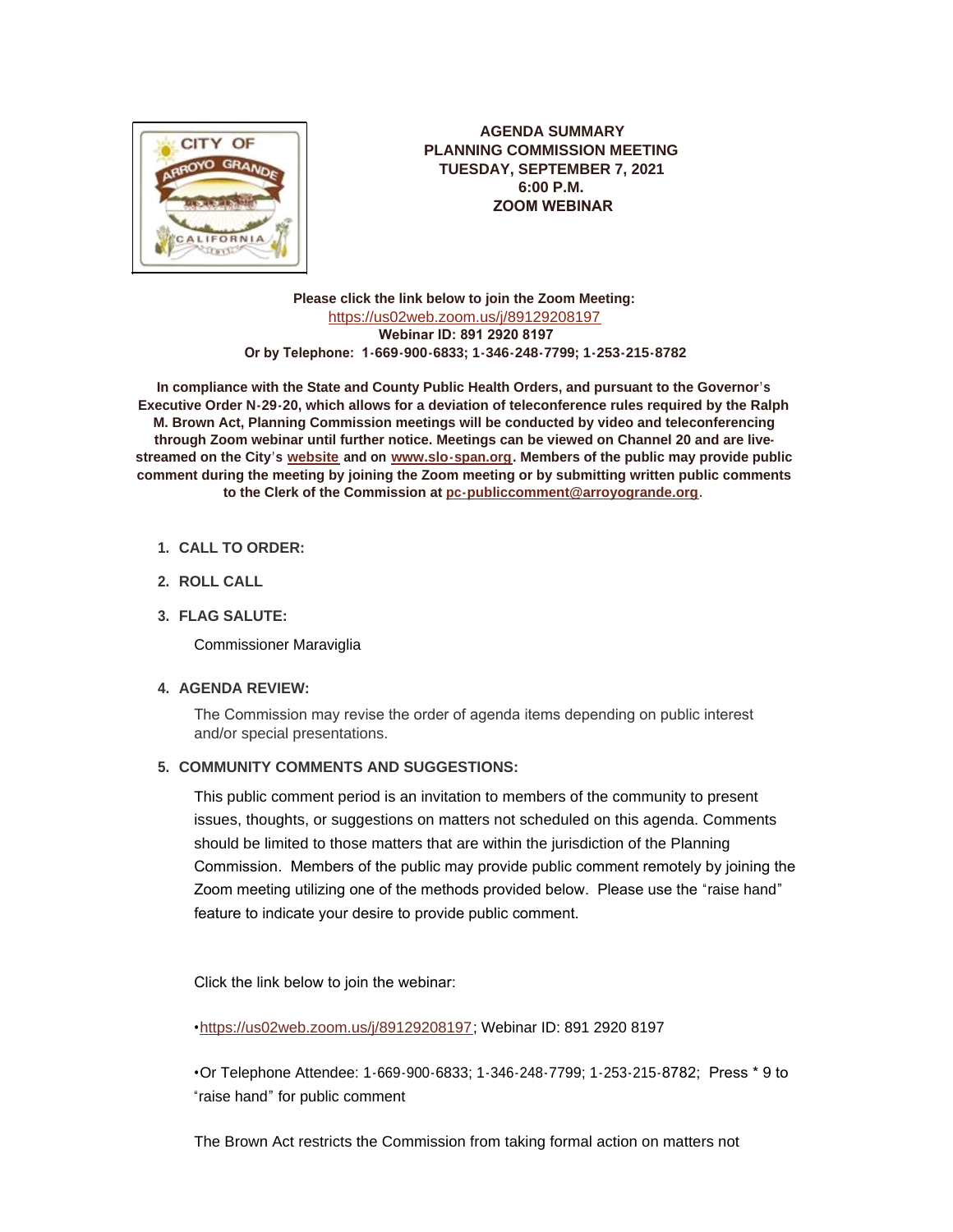**AGENDA SUMMARY**
**PLANNING COMMISSION MEETING**
**TUESDAY, SEPTEMBER 7, 2021**
**6:00 P.M.**
**ZOOM WEBINAR**

**Please click the link below to join the Zoom Meeting:**
https://us02web.zoom.us/j/89129208197
**Webinar ID: 891 2920 8197**
**Or by Telephone: 1-669-900-6833; 1-346-248-7799; 1-253-215-8782**

**In compliance with the State and County Public Health Orders, and pursuant to the Governor's Executive Order N-29-20, which allows for a deviation of teleconference rules required by the Ralph M. Brown Act, Planning Commission meetings will be conducted by video and teleconferencing through Zoom webinar until further notice. Meetings can be viewed on Channel 20 and are live-streamed on the City's website and on www.slo-span.org. Members of the public may provide public comment during the meeting by joining the Zoom meeting or by submitting written public comments to the Clerk of the Commission at pc-publiccomment@arroyogrande.org.**

1. **CALL TO ORDER:**

2. **ROLL CALL**

3. **FLAG SALUTE:**

   Commissioner Maraviglia

4. **AGENDA REVIEW:**

   The Commission may revise the order of agenda items depending on public interest and/or special presentations.

5. **COMMUNITY COMMENTS AND SUGGESTIONS:**

   This public comment period is an invitation to members of the community to present issues, thoughts, or suggestions on matters not scheduled on this agenda. Comments should be limited to those matters that are within the jurisdiction of the Planning Commission. Members of the public may provide public comment remotely by joining the Zoom meeting utilizing one of the methods provided below. Please use the "raise hand" feature to indicate your desire to provide public comment.

   Click the link below to join the webinar:

   •https://us02web.zoom.us/j/89129208197; Webinar ID: 891 2920 8197

   •Or Telephone Attendee: 1-669-900-6833; 1-346-248-7799; 1-253-215-8782; Press * 9 to "raise hand" for public comment

   The Brown Act restricts the Commission from taking formal action on matters not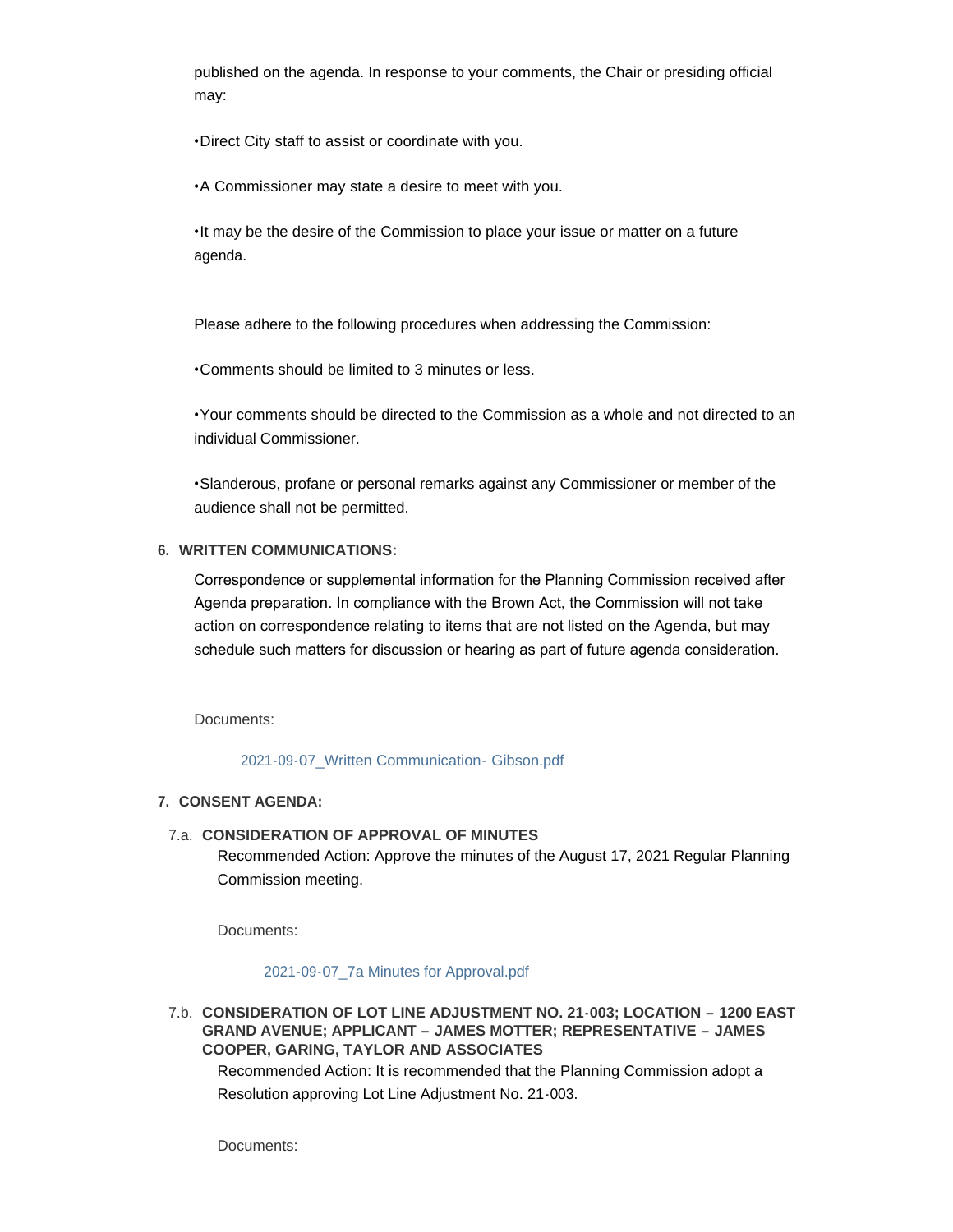published on the agenda. In response to your comments, the Chair or presiding official may:

•Direct City staff to assist or coordinate with you.

•A Commissioner may state a desire to meet with you.

•It may be the desire of the Commission to place your issue or matter on a future agenda.

Please adhere to the following procedures when addressing the Commission:

•Comments should be limited to 3 minutes or less.

•Your comments should be directed to the Commission as a whole and not directed to an individual Commissioner.

•Slanderous, profane or personal remarks against any Commissioner or member of the audience shall not be permitted.

## 6. WRITTEN COMMUNICATIONS:

Correspondence or supplemental information for the Planning Commission received after Agenda preparation. In compliance with the Brown Act, the Commission will not take action on correspondence relating to items that are not listed on the Agenda, but may schedule such matters for discussion or hearing as part of future agenda consideration.

Documents:

2021-09-07_Written Communication- Gibson.pdf

## 7. CONSENT AGENDA:

### 7.a. CONSIDERATION OF APPROVAL OF MINUTES

Recommended Action: Approve the minutes of the August 17, 2021 Regular Planning Commission meeting.

Documents:

2021-09-07_7a Minutes for Approval.pdf

### 7.b. CONSIDERATION OF LOT LINE ADJUSTMENT NO. 21-003; LOCATION – 1200 EAST GRAND AVENUE; APPLICANT – JAMES MOTTER; REPRESENTATIVE – JAMES COOPER, GARING, TAYLOR AND ASSOCIATES

Recommended Action: It is recommended that the Planning Commission adopt a Resolution approving Lot Line Adjustment No. 21-003.

Documents: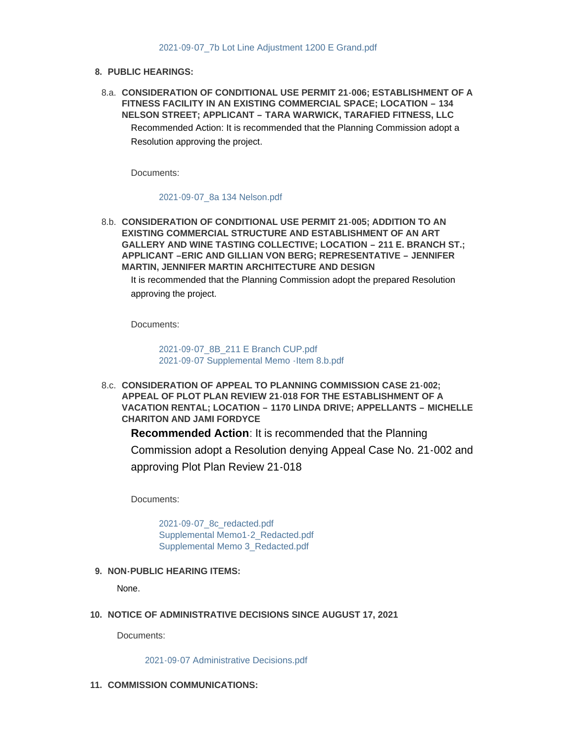2021-09-07_7b Lot Line Adjustment 1200 E Grand.pdf

8. **PUBLIC HEARINGS:**

8.a. **CONSIDERATION OF CONDITIONAL USE PERMIT 21-006; ESTABLISHMENT OF A FITNESS FACILITY IN AN EXISTING COMMERCIAL SPACE; LOCATION – 134 NELSON STREET; APPLICANT – TARA WARWICK, TARAFIED FITNESS, LLC**

Recommended Action: It is recommended that the Planning Commission adopt a Resolution approving the project.

Documents:

2021-09-07_8a 134 Nelson.pdf

8.b. **CONSIDERATION OF CONDITIONAL USE PERMIT 21-005; ADDITION TO AN EXISTING COMMERCIAL STRUCTURE AND ESTABLISHMENT OF AN ART GALLERY AND WINE TASTING COLLECTIVE; LOCATION – 211 E. BRANCH ST.; APPLICANT –ERIC AND GILLIAN VON BERG; REPRESENTATIVE – JENNIFER MARTIN, JENNIFER MARTIN ARCHITECTURE AND DESIGN**

It is recommended that the Planning Commission adopt the prepared Resolution approving the project.

Documents:

2021-09-07_8B_211 E Branch CUP.pdf
2021-09-07 Supplemental Memo -Item 8.b.pdf

8.c. **CONSIDERATION OF APPEAL TO PLANNING COMMISSION CASE 21-002; APPEAL OF PLOT PLAN REVIEW 21-018 FOR THE ESTABLISHMENT OF A VACATION RENTAL; LOCATION – 1170 LINDA DRIVE; APPELLANTS – MICHELLE CHARITON AND JAMI FORDYCE**

**Recommended Action**: It is recommended that the Planning Commission adopt a Resolution denying Appeal Case No. 21-002 and approving Plot Plan Review 21-018

Documents:

2021-09-07_8c_redacted.pdf
Supplemental Memo1-2_Redacted.pdf
Supplemental Memo 3_Redacted.pdf

9. **NON-PUBLIC HEARING ITEMS:**

None.

10. **NOTICE OF ADMINISTRATIVE DECISIONS SINCE AUGUST 17, 2021**

Documents:

2021-09-07 Administrative Decisions.pdf

11. **COMMISSION COMMUNICATIONS:**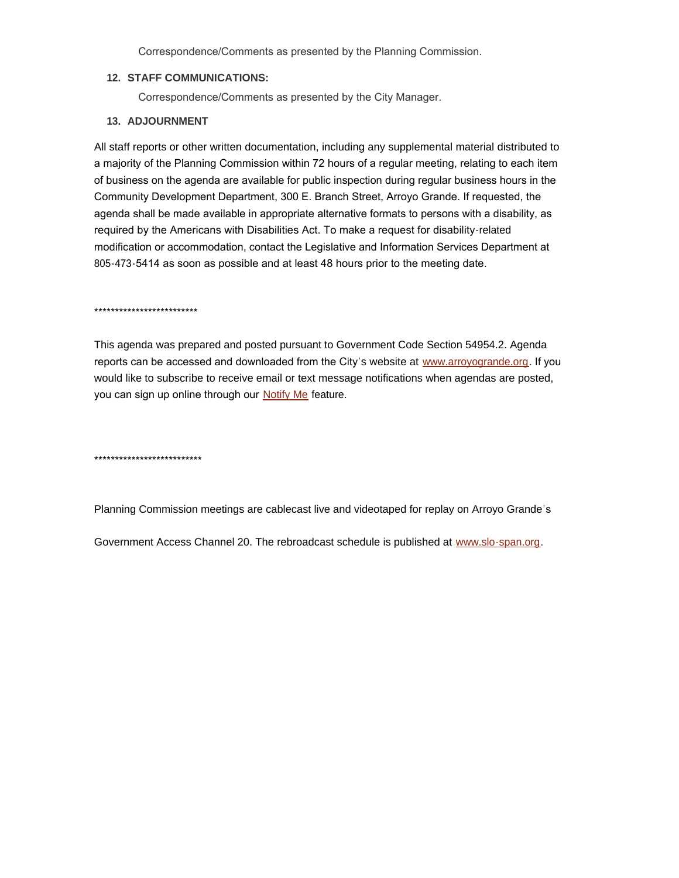Correspondence/Comments as presented by the Planning Commission.

**12. STAFF COMMUNICATIONS:**

Correspondence/Comments as presented by the City Manager.

**13. ADJOURNMENT**

All staff reports or other written documentation, including any supplemental material distributed to a majority of the Planning Commission within 72 hours of a regular meeting, relating to each item of business on the agenda are available for public inspection during regular business hours in the Community Development Department, 300 E. Branch Street, Arroyo Grande. If requested, the agenda shall be made available in appropriate alternative formats to persons with a disability, as required by the Americans with Disabilities Act. To make a request for disability-related modification or accommodation, contact the Legislative and Information Services Department at 805-473-5414 as soon as possible and at least 48 hours prior to the meeting date.

*************************

This agenda was prepared and posted pursuant to Government Code Section 54954.2. Agenda reports can be accessed and downloaded from the City's website at www.arroyogrande.org. If you would like to subscribe to receive email or text message notifications when agendas are posted, you can sign up online through our Notify Me feature.

**************************

Planning Commission meetings are cablecast live and videotaped for replay on Arroyo Grande's

Government Access Channel 20. The rebroadcast schedule is published at www.slo-span.org.